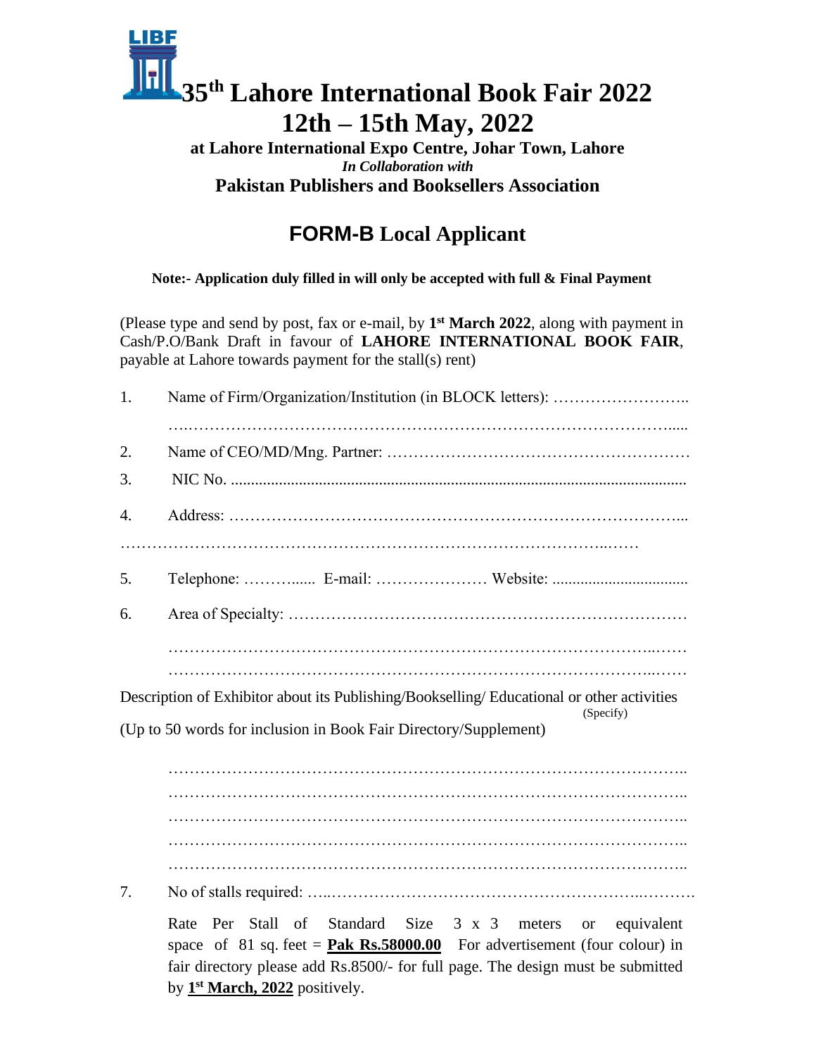# 35th Lahore International Book Fair 2022
# 12th – 15th May, 2022

**at Lahore International Expo Centre, Johar Town, Lahore**

***In Collaboration with***

**Pakistan Publishers and Booksellers Association**

## FORM-B Local Applicant

**Note:- Application duly filled in will only be accepted with full & Final Payment**

(Please type and send by post, fax or e-mail, by **1st March 2022**, along with payment in Cash/P.O/Bank Draft in favour of **LAHORE INTERNATIONAL BOOK FAIR**, payable at Lahore towards payment for the stall(s) rent)

1. Name of Firm/Organization/Institution (in BLOCK letters): ……………………..
   …..………………………………………………………………………………......
2. Name of CEO/MD/Mng. Partner: ………………………………………………
3. NIC No. ..............................................................................................................
4. Address: …………………………………………………………………………...
   ………………………………………………………………………………...……
5. Telephone: ………...... E-mail: ………………… Website: .................................
6. Area of Specialty: …………………………………………………………………
   ………………………………………………………………………………...……
   ………………………………………………………………………………...……

Description of Exhibitor about its Publishing/Bookselling/ Educational or other activities (Specify)

(Up to 50 words for inclusion in Book Fair Directory/Supplement)

…………………………………………………………………………………………..
…………………………………………………………………………………………..
…………………………………………………………………………………………..
…………………………………………………………………………………………..
…………………………………………………………………………………………..

7. No of stalls required: …..…………………………………………………..……….

   Rate Per Stall of Standard Size 3 x 3 meters or equivalent space of 81 sq. feet = **<u>Pak Rs.58000.00</u>** For advertisement (four colour) in fair directory please add Rs.8500/- for full page. The design must be submitted by **<u>1st March, 2022</u>** positively.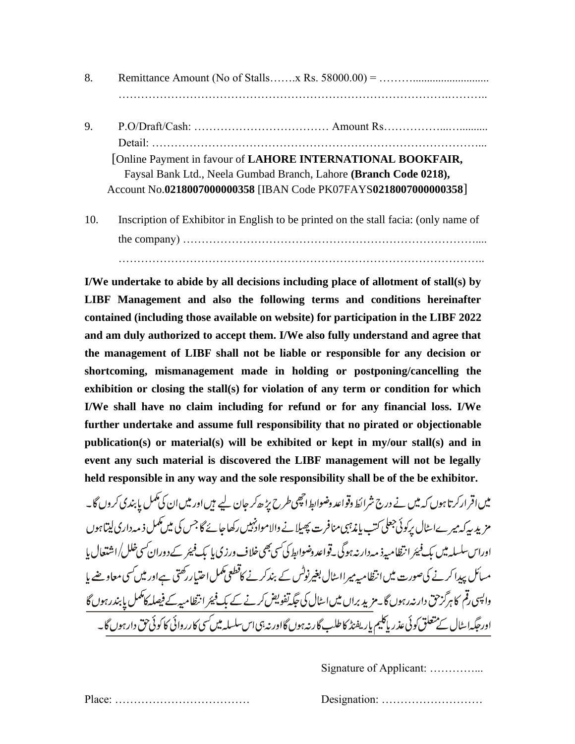8. Remittance Amount (No of Stalls…….x Rs. 58000.00) = ………...........................
………………………………………………………………………………….………..

9. P.O/Draft/Cash: ……………………………… Amount Rs……………...….........
Detail: …………………………………………………………………………….…...
[Online Payment in favour of **LAHORE INTERNATIONAL BOOKFAIR,** Faysal Bank Ltd., Neela Gumbad Branch, Lahore **(Branch Code 0218),** Account No.**0218007000000358** [IBAN Code PK07FAYS**0218007000000358**]

10. Inscription of Exhibitor in English to be printed on the stall facia: (only name of the company) ……………………………………………………………………....
……………………………………………………………………………………..

**I/We undertake to abide by all decisions including place of allotment of stall(s) by LIBF Management and also the following terms and conditions hereinafter contained (including those available on website) for participation in the LIBF 2022 and am duly authorized to accept them. I/We also fully understand and agree that the management of LIBF shall not be liable or responsible for any decision or shortcoming, mismanagement made in holding or postponing/cancelling the exhibition or closing the stall(s) for violation of any term or condition for which I/We shall have no claim including for refund or for any financial loss. I/We further undertake and assume full responsibility that no pirated or objectionable publication(s) or material(s) will be exhibited or kept in my/our stall(s) and in event any such material is discovered the LIBF management will not be legally held responsible in any way and the sole responsibility shall be of the be exhibitor.**

میں اقرار کرتا ہوں کہ میں نے درج شرائط وقواعد وضوابط اچھی طرح پڑھ کر جان لیے ہیں اور میں ان کی مکمل پابندی کروں گا۔ مزید یہ کہ میرے اسٹال پر کوئی جعلی کتب یا مذہبی منافرت پھیلانے والا مواد نہیں رکھا جائے گا جس کی میں مکمل ذمہ داری لیتا ہوں اور اس سلسلہ میں بک فیئر انتظامیہ ذمہ دار نہ ہوگی۔ قواعد وضوابط کی کسی بھی خلاف ورزی یا بک فیئر کے دوران کسی خلل/اشتعال یا مسائل پیدا کرنے کی صورت میں انتظامیہ میرا اسٹال بغیر نوٹس کے بند کرنے کا قطعی مکمل اختیار رکھتی ہے اور میں کسی معاوضے یا واپسی رقم کا ہرگز حق دار نہ رہوں گا۔ مزید براں میں اسٹال کی جگہ تفویض کرنے کے بک فیئر انتظامیہ کے فیصلہ کا مکمل پابند رہوں گا اور جگہ اسٹال کے متعلق کوئی عذر یا کلیم یا ریفنڈ کا طلب گار نہ ہوں گا اور نہ ہی اس سلسلہ میں کسی کارروائی کا کوئی حق دار ہوں گا۔

Signature of Applicant: …………...

Place: ………………………………

Designation: ………………………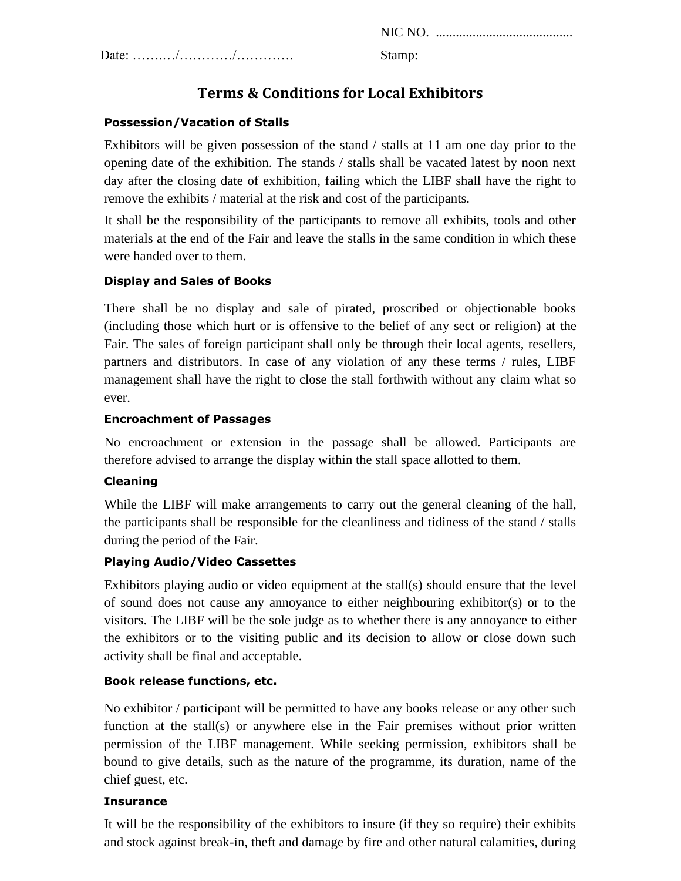NIC NO. .........................................

Date: ………/…………/………….                    Stamp:

# Terms & Conditions for Local Exhibitors

### Possession/Vacation of Stalls

Exhibitors will be given possession of the stand / stalls at 11 am one day prior to the opening date of the exhibition. The stands / stalls shall be vacated latest by noon next day after the closing date of exhibition, failing which the LIBF shall have the right to remove the exhibits / material at the risk and cost of the participants.

It shall be the responsibility of the participants to remove all exhibits, tools and other materials at the end of the Fair and leave the stalls in the same condition in which these were handed over to them.

### Display and Sales of Books

There shall be no display and sale of pirated, proscribed or objectionable books (including those which hurt or is offensive to the belief of any sect or religion) at the Fair. The sales of foreign participant shall only be through their local agents, resellers, partners and distributors. In case of any violation of any these terms / rules, LIBF management shall have the right to close the stall forthwith without any claim what so ever.

### Encroachment of Passages

No encroachment or extension in the passage shall be allowed. Participants are therefore advised to arrange the display within the stall space allotted to them.

### Cleaning

While the LIBF will make arrangements to carry out the general cleaning of the hall, the participants shall be responsible for the cleanliness and tidiness of the stand / stalls during the period of the Fair.

### Playing Audio/Video Cassettes

Exhibitors playing audio or video equipment at the stall(s) should ensure that the level of sound does not cause any annoyance to either neighbouring exhibitor(s) or to the visitors. The LIBF will be the sole judge as to whether there is any annoyance to either the exhibitors or to the visiting public and its decision to allow or close down such activity shall be final and acceptable.

### Book release functions, etc.

No exhibitor / participant will be permitted to have any books release or any other such function at the stall(s) or anywhere else in the Fair premises without prior written permission of the LIBF management. While seeking permission, exhibitors shall be bound to give details, such as the nature of the programme, its duration, name of the chief guest, etc.

### Insurance

It will be the responsibility of the exhibitors to insure (if they so require) their exhibits and stock against break-in, theft and damage by fire and other natural calamities, during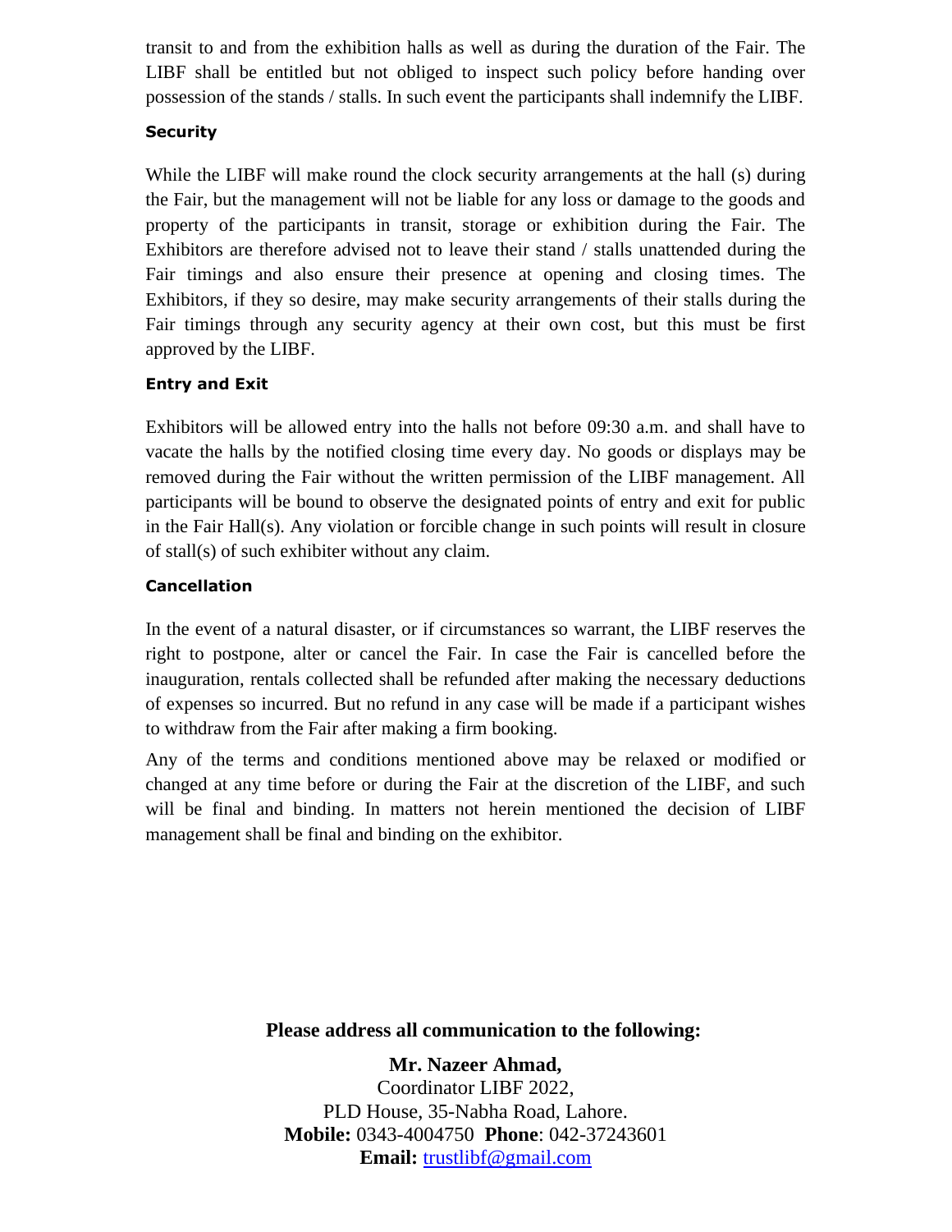transit to and from the exhibition halls as well as during the duration of the Fair. The LIBF shall be entitled but not obliged to inspect such policy before handing over possession of the stands / stalls. In such event the participants shall indemnify the LIBF.

**Security**

While the LIBF will make round the clock security arrangements at the hall (s) during the Fair, but the management will not be liable for any loss or damage to the goods and property of the participants in transit, storage or exhibition during the Fair. The Exhibitors are therefore advised not to leave their stand / stalls unattended during the Fair timings and also ensure their presence at opening and closing times. The Exhibitors, if they so desire, may make security arrangements of their stalls during the Fair timings through any security agency at their own cost, but this must be first approved by the LIBF.

**Entry and Exit**

Exhibitors will be allowed entry into the halls not before 09:30 a.m. and shall have to vacate the halls by the notified closing time every day. No goods or displays may be removed during the Fair without the written permission of the LIBF management. All participants will be bound to observe the designated points of entry and exit for public in the Fair Hall(s). Any violation or forcible change in such points will result in closure of stall(s) of such exhibiter without any claim.

**Cancellation**

In the event of a natural disaster, or if circumstances so warrant, the LIBF reserves the right to postpone, alter or cancel the Fair. In case the Fair is cancelled before the inauguration, rentals collected shall be refunded after making the necessary deductions of expenses so incurred. But no refund in any case will be made if a participant wishes to withdraw from the Fair after making a firm booking.

Any of the terms and conditions mentioned above may be relaxed or modified or changed at any time before or during the Fair at the discretion of the LIBF, and such will be final and binding. In matters not herein mentioned the decision of LIBF management shall be final and binding on the exhibitor.

**Please address all communication to the following:**

**Mr. Nazeer Ahmad,**
Coordinator LIBF 2022,
PLD House, 35-Nabha Road, Lahore.
**Mobile:** 0343-4004750 **Phone**: 042-37243601
**Email:** trustlibf@gmail.com